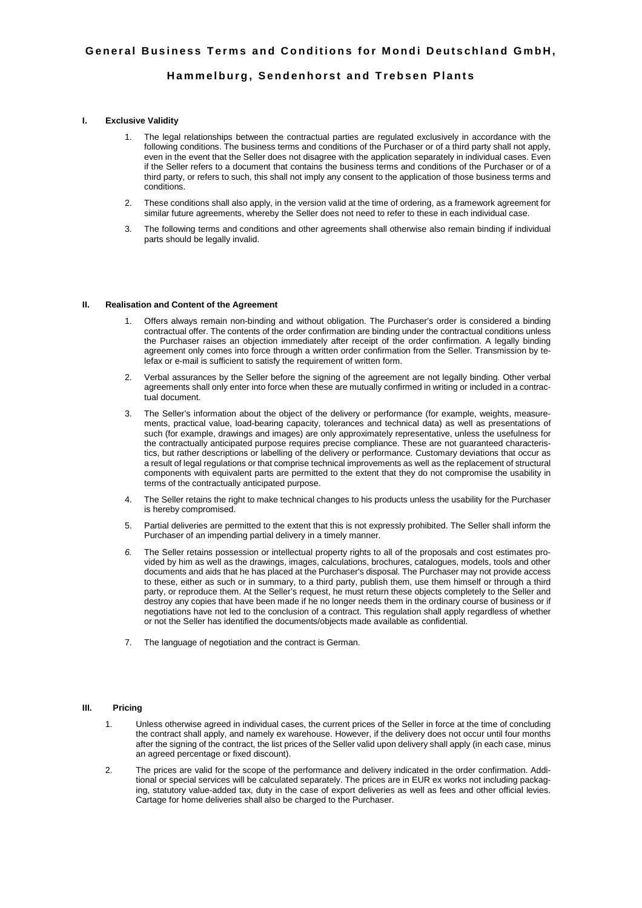# General Business Terms and Conditions for Mondi Deutschland GmbH, Hammelburg, Sendenhorst and Trebsen Plants

## I. Exclusive Validity

1. The legal relationships between the contractual parties are regulated exclusively in accordance with the following conditions. The business terms and conditions of the Purchaser or of a third party shall not apply, even in the event that the Seller does not disagree with the application separately in individual cases. Even if the Seller refers to a document that contains the business terms and conditions of the Purchaser or of a third party, or refers to such, this shall not imply any consent to the application of those business terms and conditions.

2. These conditions shall also apply, in the version valid at the time of ordering, as a framework agreement for similar future agreements, whereby the Seller does not need to refer to these in each individual case.

3. The following terms and conditions and other agreements shall otherwise also remain binding if individual parts should be legally invalid.

## II. Realisation and Content of the Agreement

1. Offers always remain non-binding and without obligation. The Purchaser's order is considered a binding contractual offer. The contents of the order confirmation are binding under the contractual conditions unless the Purchaser raises an objection immediately after receipt of the order confirmation. A legally binding agreement only comes into force through a written order confirmation from the Seller. Transmission by telefax or e-mail is sufficient to satisfy the requirement of written form.

2. Verbal assurances by the Seller before the signing of the agreement are not legally binding. Other verbal agreements shall only enter into force when these are mutually confirmed in writing or included in a contractual document.

3. The Seller's information about the object of the delivery or performance (for example, weights, measurements, practical value, load-bearing capacity, tolerances and technical data) as well as presentations of such (for example, drawings and images) are only approximately representative, unless the usefulness for the contractually anticipated purpose requires precise compliance. These are not guaranteed characteristics, but rather descriptions or labelling of the delivery or performance. Customary deviations that occur as a result of legal regulations or that comprise technical improvements as well as the replacement of structural components with equivalent parts are permitted to the extent that they do not compromise the usability in terms of the contractually anticipated purpose.

4. The Seller retains the right to make technical changes to his products unless the usability for the Purchaser is hereby compromised.

5. Partial deliveries are permitted to the extent that this is not expressly prohibited. The Seller shall inform the Purchaser of an impending partial delivery in a timely manner.

6. The Seller retains possession or intellectual property rights to all of the proposals and cost estimates provided by him as well as the drawings, images, calculations, brochures, catalogues, models, tools and other documents and aids that he has placed at the Purchaser's disposal. The Purchaser may not provide access to these, either as such or in summary, to a third party, publish them, use them himself or through a third party, or reproduce them. At the Seller's request, he must return these objects completely to the Seller and destroy any copies that have been made if he no longer needs them in the ordinary course of business or if negotiations have not led to the conclusion of a contract. This regulation shall apply regardless of whether or not the Seller has identified the documents/objects made available as confidential.

7. The language of negotiation and the contract is German.

## III. Pricing

1. Unless otherwise agreed in individual cases, the current prices of the Seller in force at the time of concluding the contract shall apply, and namely ex warehouse. However, if the delivery does not occur until four months after the signing of the contract, the list prices of the Seller valid upon delivery shall apply (in each case, minus an agreed percentage or fixed discount).

2. The prices are valid for the scope of the performance and delivery indicated in the order confirmation. Additional or special services will be calculated separately. The prices are in EUR ex works not including packaging, statutory value-added tax, duty in the case of export deliveries as well as fees and other official levies. Cartage for home deliveries shall also be charged to the Purchaser.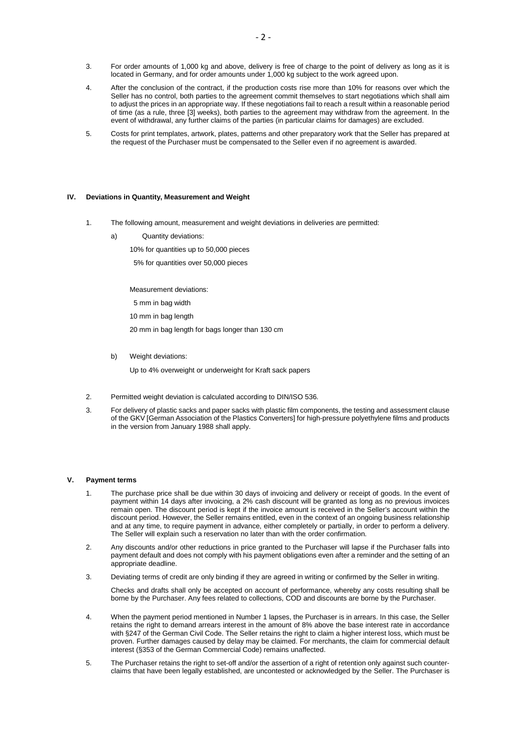3. For order amounts of 1,000 kg and above, delivery is free of charge to the point of delivery as long as it is located in Germany, and for order amounts under 1,000 kg subject to the work agreed upon.

4. After the conclusion of the contract, if the production costs rise more than 10% for reasons over which the Seller has no control, both parties to the agreement commit themselves to start negotiations which shall aim to adjust the prices in an appropriate way. If these negotiations fail to reach a result within a reasonable period of time (as a rule, three [3] weeks), both parties to the agreement may withdraw from the agreement. In the event of withdrawal, any further claims of the parties (in particular claims for damages) are excluded.

5. Costs for print templates, artwork, plates, patterns and other preparatory work that the Seller has prepared at the request of the Purchaser must be compensated to the Seller even if no agreement is awarded.

## IV. Deviations in Quantity, Measurement and Weight

1. The following amount, measurement and weight deviations in deliveries are permitted:

   a) Quantity deviations:

      10% for quantities up to 50,000 pieces

      5% for quantities over 50,000 pieces

      Measurement deviations:

      5 mm in bag width

      10 mm in bag length

      20 mm in bag length for bags longer than 130 cm

   b) Weight deviations:

      Up to 4% overweight or underweight for Kraft sack papers

2. Permitted weight deviation is calculated according to DIN/ISO 536.

3. For delivery of plastic sacks and paper sacks with plastic film components, the testing and assessment clause of the GKV [German Association of the Plastics Converters] for high-pressure polyethylene films and products in the version from January 1988 shall apply.

## V. Payment terms

1. The purchase price shall be due within 30 days of invoicing and delivery or receipt of goods. In the event of payment within 14 days after invoicing, a 2% cash discount will be granted as long as no previous invoices remain open. The discount period is kept if the invoice amount is received in the Seller's account within the discount period. However, the Seller remains entitled, even in the context of an ongoing business relationship and at any time, to require payment in advance, either completely or partially, in order to perform a delivery. The Seller will explain such a reservation no later than with the order confirmation.

2. Any discounts and/or other reductions in price granted to the Purchaser will lapse if the Purchaser falls into payment default and does not comply with his payment obligations even after a reminder and the setting of an appropriate deadline.

3. Deviating terms of credit are only binding if they are agreed in writing or confirmed by the Seller in writing.

   Checks and drafts shall only be accepted on account of performance, whereby any costs resulting shall be borne by the Purchaser. Any fees related to collections, COD and discounts are borne by the Purchaser.

4. When the payment period mentioned in Number 1 lapses, the Purchaser is in arrears. In this case, the Seller retains the right to demand arrears interest in the amount of 8% above the base interest rate in accordance with §247 of the German Civil Code. The Seller retains the right to claim a higher interest loss, which must be proven. Further damages caused by delay may be claimed. For merchants, the claim for commercial default interest (§353 of the German Commercial Code) remains unaffected.

5. The Purchaser retains the right to set-off and/or the assertion of a right of retention only against such counter-claims that have been legally established, are uncontested or acknowledged by the Seller. The Purchaser is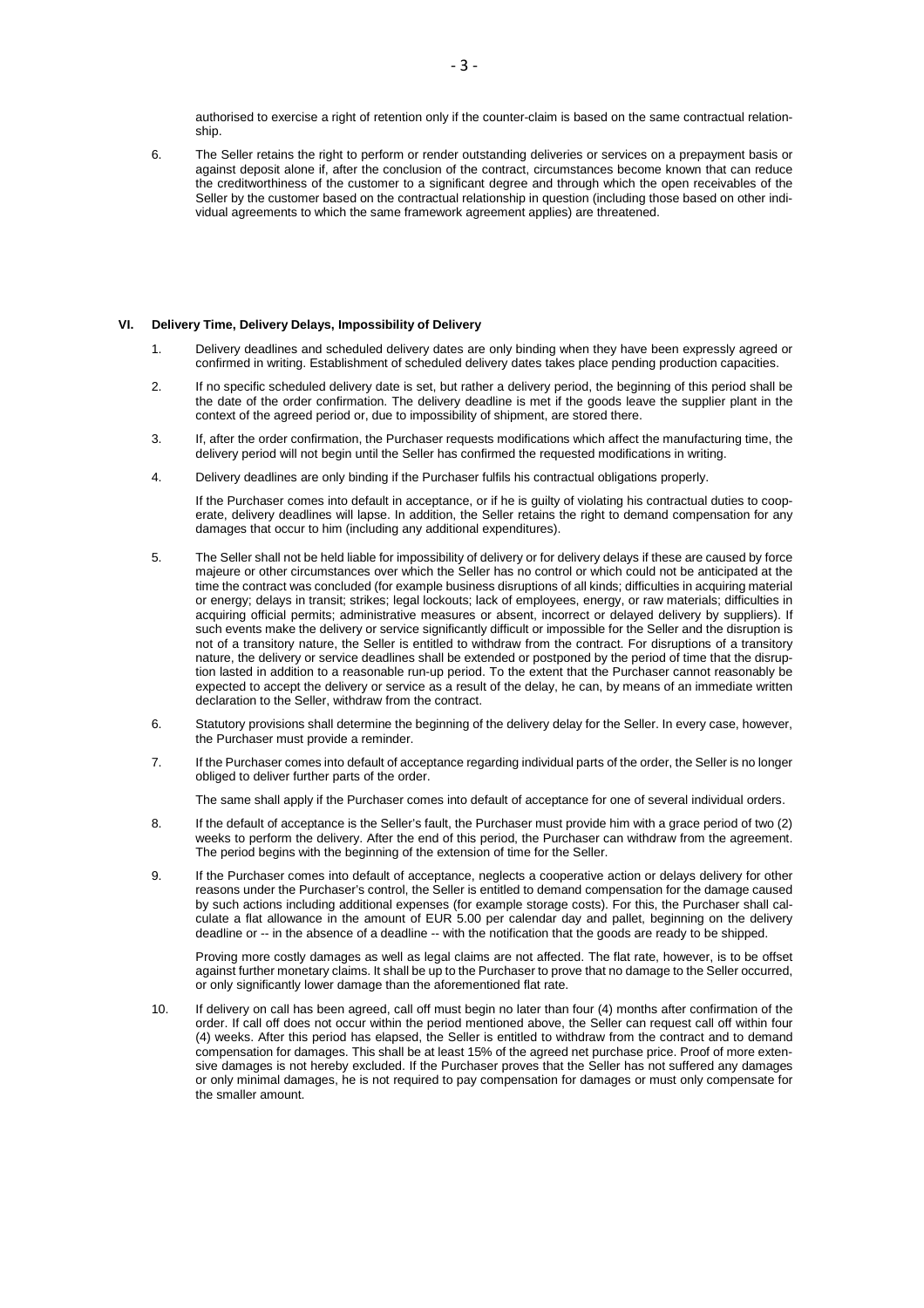authorised to exercise a right of retention only if the counter-claim is based on the same contractual relationship.

6. The Seller retains the right to perform or render outstanding deliveries or services on a prepayment basis or against deposit alone if, after the conclusion of the contract, circumstances become known that can reduce the creditworthiness of the customer to a significant degree and through which the open receivables of the Seller by the customer based on the contractual relationship in question (including those based on other individual agreements to which the same framework agreement applies) are threatened.

## VI. Delivery Time, Delivery Delays, Impossibility of Delivery

1. Delivery deadlines and scheduled delivery dates are only binding when they have been expressly agreed or confirmed in writing. Establishment of scheduled delivery dates takes place pending production capacities.

2. If no specific scheduled delivery date is set, but rather a delivery period, the beginning of this period shall be the date of the order confirmation. The delivery deadline is met if the goods leave the supplier plant in the context of the agreed period or, due to impossibility of shipment, are stored there.

3. If, after the order confirmation, the Purchaser requests modifications which affect the manufacturing time, the delivery period will not begin until the Seller has confirmed the requested modifications in writing.

4. Delivery deadlines are only binding if the Purchaser fulfils his contractual obligations properly.

   If the Purchaser comes into default in acceptance, or if he is guilty of violating his contractual duties to cooperate, delivery deadlines will lapse. In addition, the Seller retains the right to demand compensation for any damages that occur to him (including any additional expenditures).

5. The Seller shall not be held liable for impossibility of delivery or for delivery delays if these are caused by force majeure or other circumstances over which the Seller has no control or which could not be anticipated at the time the contract was concluded (for example business disruptions of all kinds; difficulties in acquiring material or energy; delays in transit; strikes; legal lockouts; lack of employees, energy, or raw materials; difficulties in acquiring official permits; administrative measures or absent, incorrect or delayed delivery by suppliers). If such events make the delivery or service significantly difficult or impossible for the Seller and the disruption is not of a transitory nature, the Seller is entitled to withdraw from the contract. For disruptions of a transitory nature, the delivery or service deadlines shall be extended or postponed by the period of time that the disruption lasted in addition to a reasonable run-up period. To the extent that the Purchaser cannot reasonably be expected to accept the delivery or service as a result of the delay, he can, by means of an immediate written declaration to the Seller, withdraw from the contract.

6. Statutory provisions shall determine the beginning of the delivery delay for the Seller. In every case, however, the Purchaser must provide a reminder.

7. If the Purchaser comes into default of acceptance regarding individual parts of the order, the Seller is no longer obliged to deliver further parts of the order.

   The same shall apply if the Purchaser comes into default of acceptance for one of several individual orders.

8. If the default of acceptance is the Seller's fault, the Purchaser must provide him with a grace period of two (2) weeks to perform the delivery. After the end of this period, the Purchaser can withdraw from the agreement. The period begins with the beginning of the extension of time for the Seller.

9. If the Purchaser comes into default of acceptance, neglects a cooperative action or delays delivery for other reasons under the Purchaser's control, the Seller is entitled to demand compensation for the damage caused by such actions including additional expenses (for example storage costs). For this, the Purchaser shall calculate a flat allowance in the amount of EUR 5.00 per calendar day and pallet, beginning on the delivery deadline or -- in the absence of a deadline -- with the notification that the goods are ready to be shipped.

   Proving more costly damages as well as legal claims are not affected. The flat rate, however, is to be offset against further monetary claims. It shall be up to the Purchaser to prove that no damage to the Seller occurred, or only significantly lower damage than the aforementioned flat rate.

10. If delivery on call has been agreed, call off must begin no later than four (4) months after confirmation of the order. If call off does not occur within the period mentioned above, the Seller can request call off within four (4) weeks. After this period has elapsed, the Seller is entitled to withdraw from the contract and to demand compensation for damages. This shall be at least 15% of the agreed net purchase price. Proof of more extensive damages is not hereby excluded. If the Purchaser proves that the Seller has not suffered any damages or only minimal damages, he is not required to pay compensation for damages or must only compensate for the smaller amount.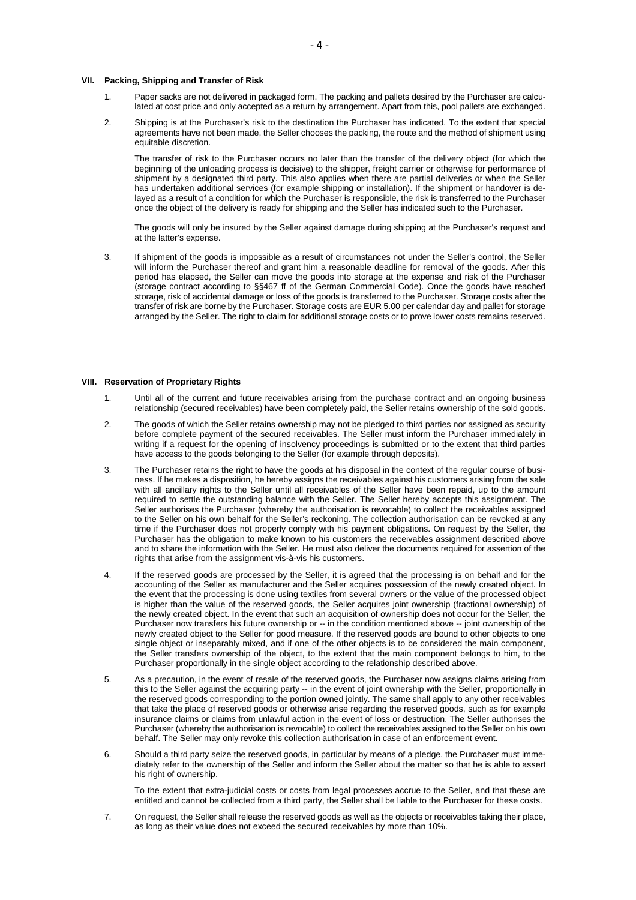## VII. Packing, Shipping and Transfer of Risk

1. Paper sacks are not delivered in packaged form. The packing and pallets desired by the Purchaser are calculated at cost price and only accepted as a return by arrangement. Apart from this, pool pallets are exchanged.

2. Shipping is at the Purchaser's risk to the destination the Purchaser has indicated. To the extent that special agreements have not been made, the Seller chooses the packing, the route and the method of shipment using equitable discretion.

   The transfer of risk to the Purchaser occurs no later than the transfer of the delivery object (for which the beginning of the unloading process is decisive) to the shipper, freight carrier or otherwise for performance of shipment by a designated third party. This also applies when there are partial deliveries or when the Seller has undertaken additional services (for example shipping or installation). If the shipment or handover is delayed as a result of a condition for which the Purchaser is responsible, the risk is transferred to the Purchaser once the object of the delivery is ready for shipping and the Seller has indicated such to the Purchaser.

   The goods will only be insured by the Seller against damage during shipping at the Purchaser's request and at the latter's expense.

3. If shipment of the goods is impossible as a result of circumstances not under the Seller's control, the Seller will inform the Purchaser thereof and grant him a reasonable deadline for removal of the goods. After this period has elapsed, the Seller can move the goods into storage at the expense and risk of the Purchaser (storage contract according to §§467 ff of the German Commercial Code). Once the goods have reached storage, risk of accidental damage or loss of the goods is transferred to the Purchaser. Storage costs after the transfer of risk are borne by the Purchaser. Storage costs are EUR 5.00 per calendar day and pallet for storage arranged by the Seller. The right to claim for additional storage costs or to prove lower costs remains reserved.

## VIII. Reservation of Proprietary Rights

1. Until all of the current and future receivables arising from the purchase contract and an ongoing business relationship (secured receivables) have been completely paid, the Seller retains ownership of the sold goods.

2. The goods of which the Seller retains ownership may not be pledged to third parties nor assigned as security before complete payment of the secured receivables. The Seller must inform the Purchaser immediately in writing if a request for the opening of insolvency proceedings is submitted or to the extent that third parties have access to the goods belonging to the Seller (for example through deposits).

3. The Purchaser retains the right to have the goods at his disposal in the context of the regular course of business. If he makes a disposition, he hereby assigns the receivables against his customers arising from the sale with all ancillary rights to the Seller until all receivables of the Seller have been repaid, up to the amount required to settle the outstanding balance with the Seller. The Seller hereby accepts this assignment. The Seller authorises the Purchaser (whereby the authorisation is revocable) to collect the receivables assigned to the Seller on his own behalf for the Seller's reckoning. The collection authorisation can be revoked at any time if the Purchaser does not properly comply with his payment obligations. On request by the Seller, the Purchaser has the obligation to make known to his customers the receivables assignment described above and to share the information with the Seller. He must also deliver the documents required for assertion of the rights that arise from the assignment vis-à-vis his customers.

4. If the reserved goods are processed by the Seller, it is agreed that the processing is on behalf and for the accounting of the Seller as manufacturer and the Seller acquires possession of the newly created object. In the event that the processing is done using textiles from several owners or the value of the processed object is higher than the value of the reserved goods, the Seller acquires joint ownership (fractional ownership) of the newly created object. In the event that such an acquisition of ownership does not occur for the Seller, the Purchaser now transfers his future ownership or -- in the condition mentioned above -- joint ownership of the newly created object to the Seller for good measure. If the reserved goods are bound to other objects to one single object or inseparably mixed, and if one of the other objects is to be considered the main component, the Seller transfers ownership of the object, to the extent that the main component belongs to him, to the Purchaser proportionally in the single object according to the relationship described above.

5. As a precaution, in the event of resale of the reserved goods, the Purchaser now assigns claims arising from this to the Seller against the acquiring party -- in the event of joint ownership with the Seller, proportionally in the reserved goods corresponding to the portion owned jointly. The same shall apply to any other receivables that take the place of reserved goods or otherwise arise regarding the reserved goods, such as for example insurance claims or claims from unlawful action in the event of loss or destruction. The Seller authorises the Purchaser (whereby the authorisation is revocable) to collect the receivables assigned to the Seller on his own behalf. The Seller may only revoke this collection authorisation in case of an enforcement event.

6. Should a third party seize the reserved goods, in particular by means of a pledge, the Purchaser must immediately refer to the ownership of the Seller and inform the Seller about the matter so that he is able to assert his right of ownership.

   To the extent that extra-judicial costs or costs from legal processes accrue to the Seller, and that these are entitled and cannot be collected from a third party, the Seller shall be liable to the Purchaser for these costs.

7. On request, the Seller shall release the reserved goods as well as the objects or receivables taking their place, as long as their value does not exceed the secured receivables by more than 10%.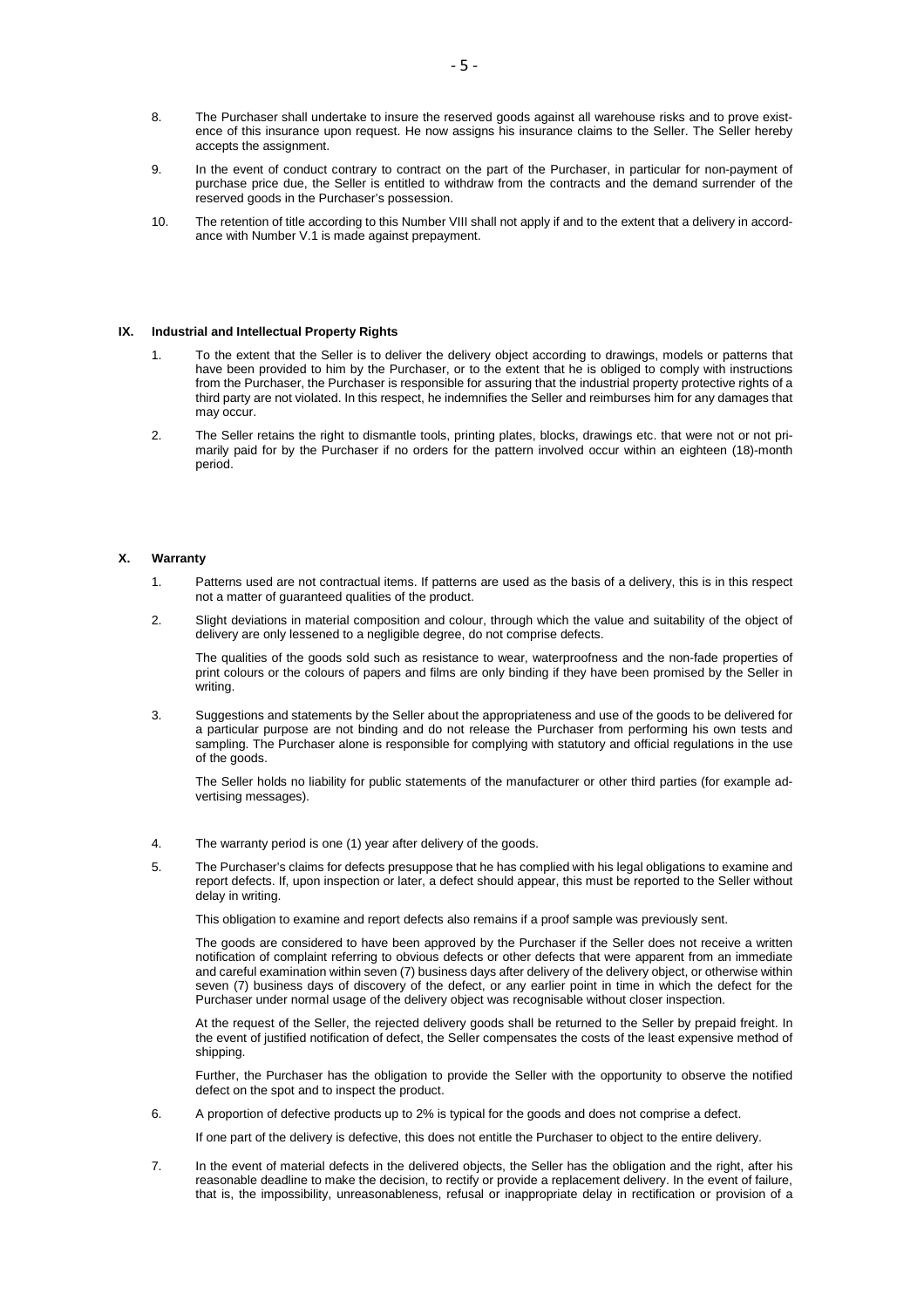8. The Purchaser shall undertake to insure the reserved goods against all warehouse risks and to prove existence of this insurance upon request. He now assigns his insurance claims to the Seller. The Seller hereby accepts the assignment.

9. In the event of conduct contrary to contract on the part of the Purchaser, in particular for non-payment of purchase price due, the Seller is entitled to withdraw from the contracts and the demand surrender of the reserved goods in the Purchaser's possession.

10. The retention of title according to this Number VIII shall not apply if and to the extent that a delivery in accordance with Number V.1 is made against prepayment.

## IX. Industrial and Intellectual Property Rights

1. To the extent that the Seller is to deliver the delivery object according to drawings, models or patterns that have been provided to him by the Purchaser, or to the extent that he is obliged to comply with instructions from the Purchaser, the Purchaser is responsible for assuring that the industrial property protective rights of a third party are not violated. In this respect, he indemnifies the Seller and reimburses him for any damages that may occur.

2. The Seller retains the right to dismantle tools, printing plates, blocks, drawings etc. that were not or not primarily paid for by the Purchaser if no orders for the pattern involved occur within an eighteen (18)-month period.

## X. Warranty

1. Patterns used are not contractual items. If patterns are used as the basis of a delivery, this is in this respect not a matter of guaranteed qualities of the product.

2. Slight deviations in material composition and colour, through which the value and suitability of the object of delivery are only lessened to a negligible degree, do not comprise defects.

   The qualities of the goods sold such as resistance to wear, waterproofness and the non-fade properties of print colours or the colours of papers and films are only binding if they have been promised by the Seller in writing.

3. Suggestions and statements by the Seller about the appropriateness and use of the goods to be delivered for a particular purpose are not binding and do not release the Purchaser from performing his own tests and sampling. The Purchaser alone is responsible for complying with statutory and official regulations in the use of the goods.

   The Seller holds no liability for public statements of the manufacturer or other third parties (for example advertising messages).

4. The warranty period is one (1) year after delivery of the goods.

5. The Purchaser's claims for defects presuppose that he has complied with his legal obligations to examine and report defects. If, upon inspection or later, a defect should appear, this must be reported to the Seller without delay in writing.

   This obligation to examine and report defects also remains if a proof sample was previously sent.

   The goods are considered to have been approved by the Purchaser if the Seller does not receive a written notification of complaint referring to obvious defects or other defects that were apparent from an immediate and careful examination within seven (7) business days after delivery of the delivery object, or otherwise within seven (7) business days of discovery of the defect, or any earlier point in time in which the defect for the Purchaser under normal usage of the delivery object was recognisable without closer inspection.

   At the request of the Seller, the rejected delivery goods shall be returned to the Seller by prepaid freight. In the event of justified notification of defect, the Seller compensates the costs of the least expensive method of shipping.

   Further, the Purchaser has the obligation to provide the Seller with the opportunity to observe the notified defect on the spot and to inspect the product.

6. A proportion of defective products up to 2% is typical for the goods and does not comprise a defect.

   If one part of the delivery is defective, this does not entitle the Purchaser to object to the entire delivery.

7. In the event of material defects in the delivered objects, the Seller has the obligation and the right, after his reasonable deadline to make the decision, to rectify or provide a replacement delivery. In the event of failure, that is, the impossibility, unreasonableness, refusal or inappropriate delay in rectification or provision of a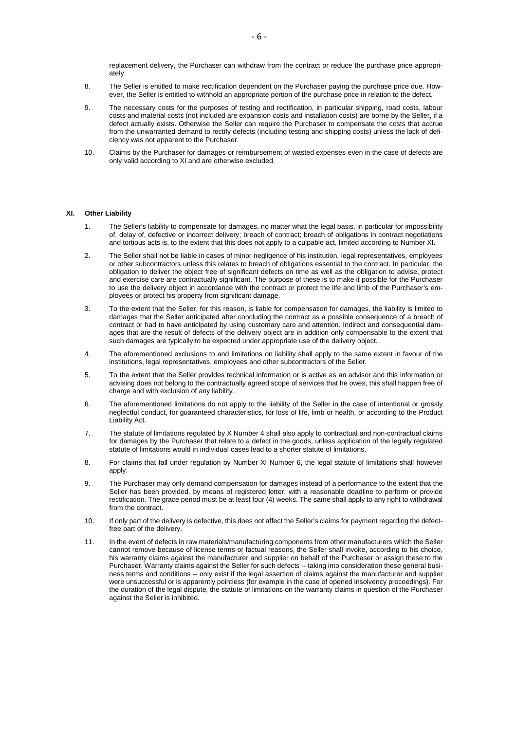replacement delivery, the Purchaser can withdraw from the contract or reduce the purchase price appropriately.

8. The Seller is entitled to make rectification dependent on the Purchaser paying the purchase price due. However, the Seller is entitled to withhold an appropriate portion of the purchase price in relation to the defect.

9. The necessary costs for the purposes of testing and rectification, in particular shipping, road costs, labour costs and material costs (not included are expansion costs and installation costs) are borne by the Seller, if a defect actually exists. Otherwise the Seller can require the Purchaser to compensate the costs that accrue from the unwarranted demand to rectify defects (including testing and shipping costs) unless the lack of deficiency was not apparent to the Purchaser.

10. Claims by the Purchaser for damages or reimbursement of wasted expenses even in the case of defects are only valid according to XI and are otherwise excluded.

## XI. Other Liability

1. The Seller's liability to compensate for damages, no matter what the legal basis, in particular for impossibility of, delay of, defective or incorrect delivery; breach of contract; breach of obligations in contract negotiations and tortious acts is, to the extent that this does not apply to a culpable act, limited according to Number XI.

2. The Seller shall not be liable in cases of minor negligence of his institution, legal representatives, employees or other subcontractors unless this relates to breach of obligations essential to the contract. In particular, the obligation to deliver the object free of significant defects on time as well as the obligation to advise, protect and exercise care are contractually significant. The purpose of these is to make it possible for the Purchaser to use the delivery object in accordance with the contract or protect the life and limb of the Purchaser's employees or protect his property from significant damage.

3. To the extent that the Seller, for this reason, is liable for compensation for damages, the liability is limited to damages that the Seller anticipated after concluding the contract as a possible consequence of a breach of contract or had to have anticipated by using customary care and attention. Indirect and consequential damages that are the result of defects of the delivery object are in addition only compensable to the extent that such damages are typically to be expected under appropriate use of the delivery object.

4. The aforementioned exclusions to and limitations on liability shall apply to the same extent in favour of the institutions, legal representatives, employees and other subcontractors of the Seller.

5. To the extent that the Seller provides technical information or is active as an advisor and this information or advising does not belong to the contractually agreed scope of services that he owes, this shall happen free of charge and with exclusion of any liability.

6. The aforementioned limitations do not apply to the liability of the Seller in the case of intentional or grossly neglectful conduct, for guaranteed characteristics, for loss of life, limb or health, or according to the Product Liability Act.

7. The statute of limitations regulated by X Number 4 shall also apply to contractual and non-contractual claims for damages by the Purchaser that relate to a defect in the goods, unless application of the legally regulated statute of limitations would in individual cases lead to a shorter statute of limitations.

8. For claims that fall under regulation by Number XI Number 6, the legal statute of limitations shall however apply.

9. The Purchaser may only demand compensation for damages instead of a performance to the extent that the Seller has been provided, by means of registered letter, with a reasonable deadline to perform or provide rectification. The grace period must be at least four (4) weeks. The same shall apply to any right to withdrawal from the contract.

10. If only part of the delivery is defective, this does not affect the Seller's claims for payment regarding the defect-free part of the delivery.

11. In the event of defects in raw materials/manufacturing components from other manufacturers which the Seller cannot remove because of license terms or factual reasons, the Seller shall invoke, according to his choice, his warranty claims against the manufacturer and supplier on behalf of the Purchaser or assign these to the Purchaser. Warranty claims against the Seller for such defects -- taking into consideration these general business terms and conditions -- only exist if the legal assertion of claims against the manufacturer and supplier were unsuccessful or is apparently pointless (for example in the case of opened insolvency proceedings). For the duration of the legal dispute, the statute of limitations on the warranty claims in question of the Purchaser against the Seller is inhibited.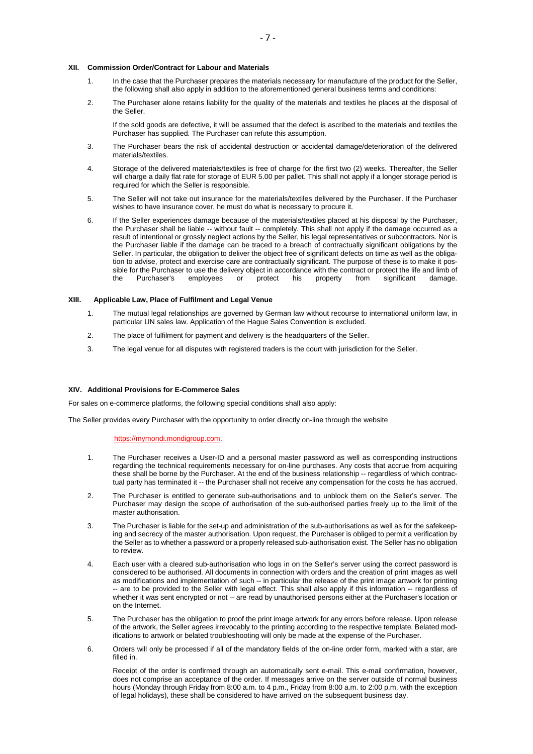## XII. Commission Order/Contract for Labour and Materials

1. In the case that the Purchaser prepares the materials necessary for manufacture of the product for the Seller, the following shall also apply in addition to the aforementioned general business terms and conditions:

2. The Purchaser alone retains liability for the quality of the materials and textiles he places at the disposal of the Seller.

   If the sold goods are defective, it will be assumed that the defect is ascribed to the materials and textiles the Purchaser has supplied. The Purchaser can refute this assumption.

3. The Purchaser bears the risk of accidental destruction or accidental damage/deterioration of the delivered materials/textiles.

4. Storage of the delivered materials/textiles is free of charge for the first two (2) weeks. Thereafter, the Seller will charge a daily flat rate for storage of EUR 5.00 per pallet. This shall not apply if a longer storage period is required for which the Seller is responsible.

5. The Seller will not take out insurance for the materials/textiles delivered by the Purchaser. If the Purchaser wishes to have insurance cover, he must do what is necessary to procure it.

6. If the Seller experiences damage because of the materials/textiles placed at his disposal by the Purchaser, the Purchaser shall be liable -- without fault -- completely. This shall not apply if the damage occurred as a result of intentional or grossly neglect actions by the Seller, his legal representatives or subcontractors. Nor is the Purchaser liable if the damage can be traced to a breach of contractually significant obligations by the Seller. In particular, the obligation to deliver the object free of significant defects on time as well as the obligation to advise, protect and exercise care are contractually significant. The purpose of these is to make it possible for the Purchaser to use the delivery object in accordance with the contract or protect the life and limb of the Purchaser's employees or protect his property from significant damage.

## XIII. Applicable Law, Place of Fulfilment and Legal Venue

1. The mutual legal relationships are governed by German law without recourse to international uniform law, in particular UN sales law. Application of the Hague Sales Convention is excluded.

2. The place of fulfilment for payment and delivery is the headquarters of the Seller.

3. The legal venue for all disputes with registered traders is the court with jurisdiction for the Seller.

## XIV. Additional Provisions for E-Commerce Sales

For sales on e-commerce platforms, the following special conditions shall also apply:

The Seller provides every Purchaser with the opportunity to order directly on-line through the website

https://mymondi.mondigroup.com.

1. The Purchaser receives a User-ID and a personal master password as well as corresponding instructions regarding the technical requirements necessary for on-line purchases. Any costs that accrue from acquiring these shall be borne by the Purchaser. At the end of the business relationship -- regardless of which contractual party has terminated it -- the Purchaser shall not receive any compensation for the costs he has accrued.

2. The Purchaser is entitled to generate sub-authorisations and to unblock them on the Seller's server. The Purchaser may design the scope of authorisation of the sub-authorised parties freely up to the limit of the master authorisation.

3. The Purchaser is liable for the set-up and administration of the sub-authorisations as well as for the safekeeping and secrecy of the master authorisation. Upon request, the Purchaser is obliged to permit a verification by the Seller as to whether a password or a properly released sub-authorisation exist. The Seller has no obligation to review.

4. Each user with a cleared sub-authorisation who logs in on the Seller's server using the correct password is considered to be authorised. All documents in connection with orders and the creation of print images as well as modifications and implementation of such -- in particular the release of the print image artwork for printing -- are to be provided to the Seller with legal effect. This shall also apply if this information -- regardless of whether it was sent encrypted or not -- are read by unauthorised persons either at the Purchaser's location or on the Internet.

5. The Purchaser has the obligation to proof the print image artwork for any errors before release. Upon release of the artwork, the Seller agrees irrevocably to the printing according to the respective template. Belated modifications to artwork or belated troubleshooting will only be made at the expense of the Purchaser.

6. Orders will only be processed if all of the mandatory fields of the on-line order form, marked with a star, are filled in.

   Receipt of the order is confirmed through an automatically sent e-mail. This e-mail confirmation, however, does not comprise an acceptance of the order. If messages arrive on the server outside of normal business hours (Monday through Friday from 8:00 a.m. to 4 p.m., Friday from 8:00 a.m. to 2:00 p.m. with the exception of legal holidays), these shall be considered to have arrived on the subsequent business day.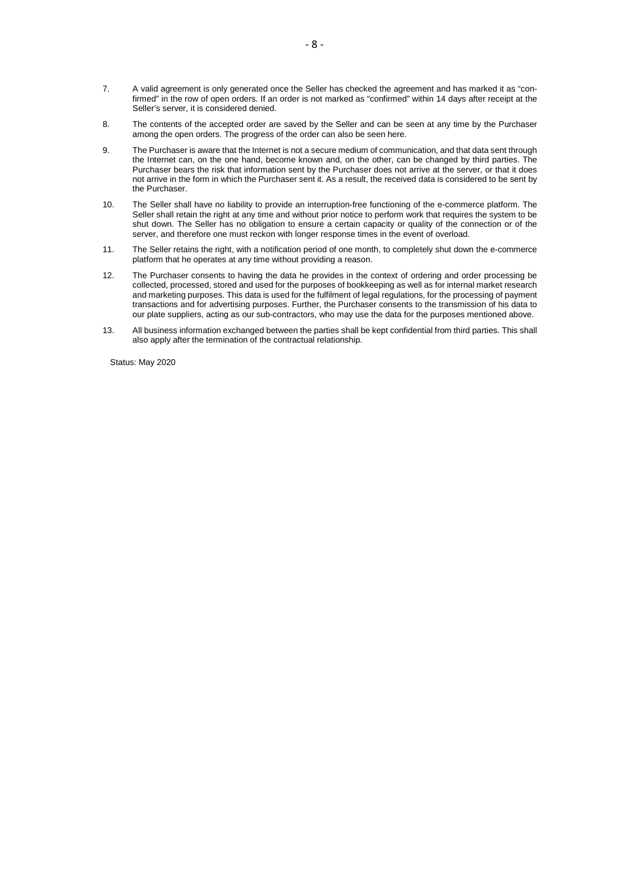7. A valid agreement is only generated once the Seller has checked the agreement and has marked it as "confirmed" in the row of open orders. If an order is not marked as "confirmed" within 14 days after receipt at the Seller's server, it is considered denied.

8. The contents of the accepted order are saved by the Seller and can be seen at any time by the Purchaser among the open orders. The progress of the order can also be seen here.

9. The Purchaser is aware that the Internet is not a secure medium of communication, and that data sent through the Internet can, on the one hand, become known and, on the other, can be changed by third parties. The Purchaser bears the risk that information sent by the Purchaser does not arrive at the server, or that it does not arrive in the form in which the Purchaser sent it. As a result, the received data is considered to be sent by the Purchaser.

10. The Seller shall have no liability to provide an interruption-free functioning of the e-commerce platform. The Seller shall retain the right at any time and without prior notice to perform work that requires the system to be shut down. The Seller has no obligation to ensure a certain capacity or quality of the connection or of the server, and therefore one must reckon with longer response times in the event of overload.

11. The Seller retains the right, with a notification period of one month, to completely shut down the e-commerce platform that he operates at any time without providing a reason.

12. The Purchaser consents to having the data he provides in the context of ordering and order processing be collected, processed, stored and used for the purposes of bookkeeping as well as for internal market research and marketing purposes. This data is used for the fulfilment of legal regulations, for the processing of payment transactions and for advertising purposes. Further, the Purchaser consents to the transmission of his data to our plate suppliers, acting as our sub-contractors, who may use the data for the purposes mentioned above.

13. All business information exchanged between the parties shall be kept confidential from third parties. This shall also apply after the termination of the contractual relationship.

Status: May 2020